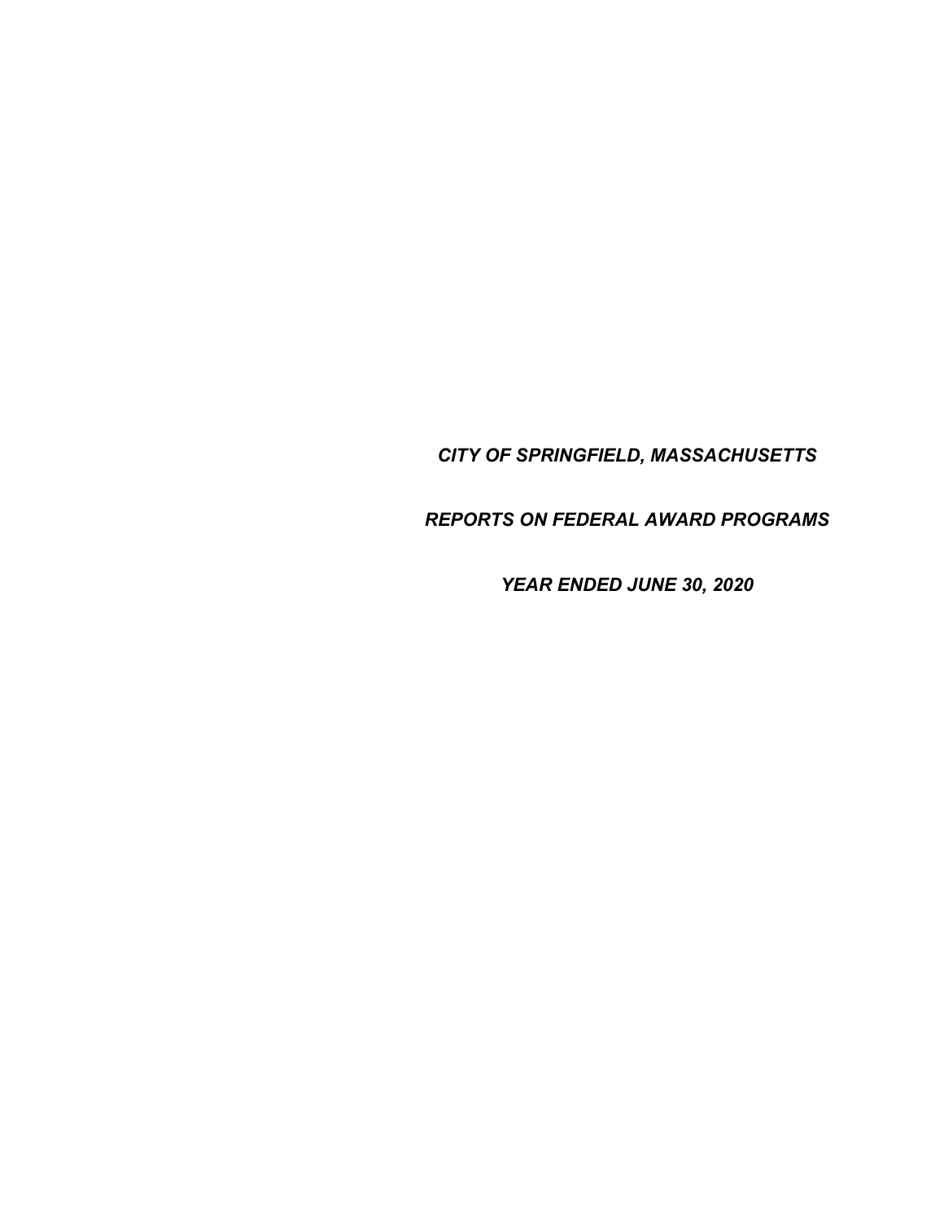***CITY OF SPRINGFIELD, MASSACHUSETTS***

***REPORTS ON FEDERAL AWARD PROGRAMS***

***YEAR ENDED JUNE 30, 2020***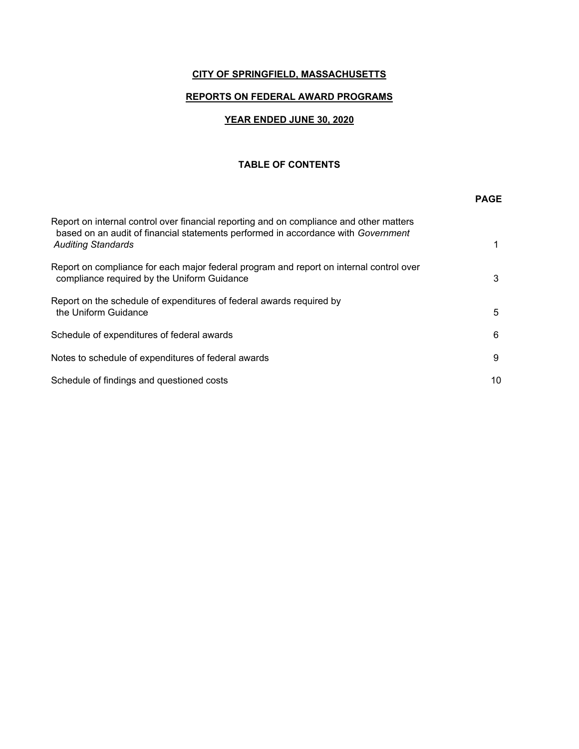# CITY OF SPRINGFIELD, MASSACHUSETTS

## REPORTS ON FEDERAL AWARD PROGRAMS

## YEAR ENDED JUNE 30, 2020

### TABLE OF CONTENTS

| | PAGE |
|---|---|
| Report on internal control over financial reporting and on compliance and other matters based on an audit of financial statements performed in accordance with *Government Auditing Standards* | 1 |
| Report on compliance for each major federal program and report on internal control over compliance required by the Uniform Guidance | 3 |
| Report on the schedule of expenditures of federal awards required by the Uniform Guidance | 5 |
| Schedule of expenditures of federal awards | 6 |
| Notes to schedule of expenditures of federal awards | 9 |
| Schedule of findings and questioned costs | 10 |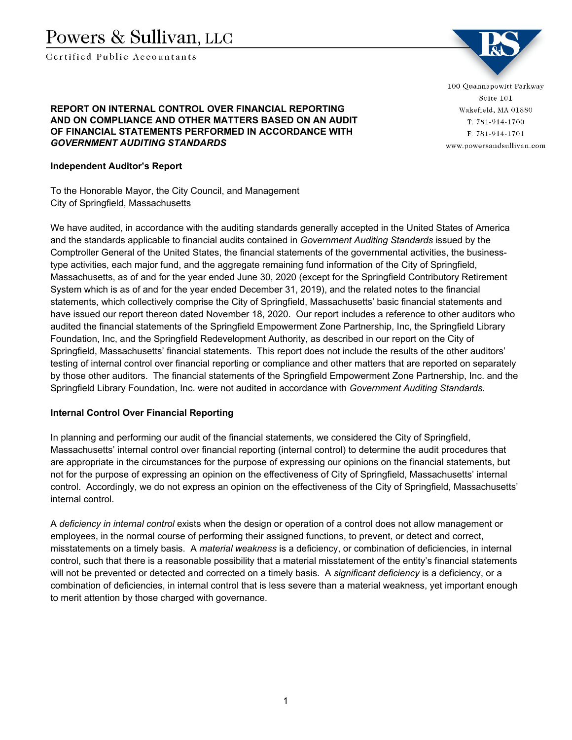Powers & Sullivan, LLC

Certified Public Accountants

100 Quannapowitt Parkway
Suite 101
Wakefield, MA 01880
T. 781-914-1700
F. 781-914-1701
www.powersandsullivan.com

## REPORT ON INTERNAL CONTROL OVER FINANCIAL REPORTING AND ON COMPLIANCE AND OTHER MATTERS BASED ON AN AUDIT OF FINANCIAL STATEMENTS PERFORMED IN ACCORDANCE WITH *GOVERNMENT AUDITING STANDARDS*

### Independent Auditor's Report

To the Honorable Mayor, the City Council, and Management
City of Springfield, Massachusetts

We have audited, in accordance with the auditing standards generally accepted in the United States of America and the standards applicable to financial audits contained in *Government Auditing Standards* issued by the Comptroller General of the United States, the financial statements of the governmental activities, the business-type activities, each major fund, and the aggregate remaining fund information of the City of Springfield, Massachusetts, as of and for the year ended June 30, 2020 (except for the Springfield Contributory Retirement System which is as of and for the year ended December 31, 2019), and the related notes to the financial statements, which collectively comprise the City of Springfield, Massachusetts' basic financial statements and have issued our report thereon dated November 18, 2020. Our report includes a reference to other auditors who audited the financial statements of the Springfield Empowerment Zone Partnership, Inc, the Springfield Library Foundation, Inc, and the Springfield Redevelopment Authority, as described in our report on the City of Springfield, Massachusetts' financial statements. This report does not include the results of the other auditors' testing of internal control over financial reporting or compliance and other matters that are reported on separately by those other auditors. The financial statements of the Springfield Empowerment Zone Partnership, Inc. and the Springfield Library Foundation, Inc. were not audited in accordance with *Government Auditing Standards*.

### Internal Control Over Financial Reporting

In planning and performing our audit of the financial statements, we considered the City of Springfield, Massachusetts' internal control over financial reporting (internal control) to determine the audit procedures that are appropriate in the circumstances for the purpose of expressing our opinions on the financial statements, but not for the purpose of expressing an opinion on the effectiveness of City of Springfield, Massachusetts' internal control. Accordingly, we do not express an opinion on the effectiveness of the City of Springfield, Massachusetts' internal control.

A *deficiency in internal control* exists when the design or operation of a control does not allow management or employees, in the normal course of performing their assigned functions, to prevent, or detect and correct, misstatements on a timely basis. A *material weakness* is a deficiency, or combination of deficiencies, in internal control, such that there is a reasonable possibility that a material misstatement of the entity's financial statements will not be prevented or detected and corrected on a timely basis. A *significant deficiency* is a deficiency, or a combination of deficiencies, in internal control that is less severe than a material weakness, yet important enough to merit attention by those charged with governance.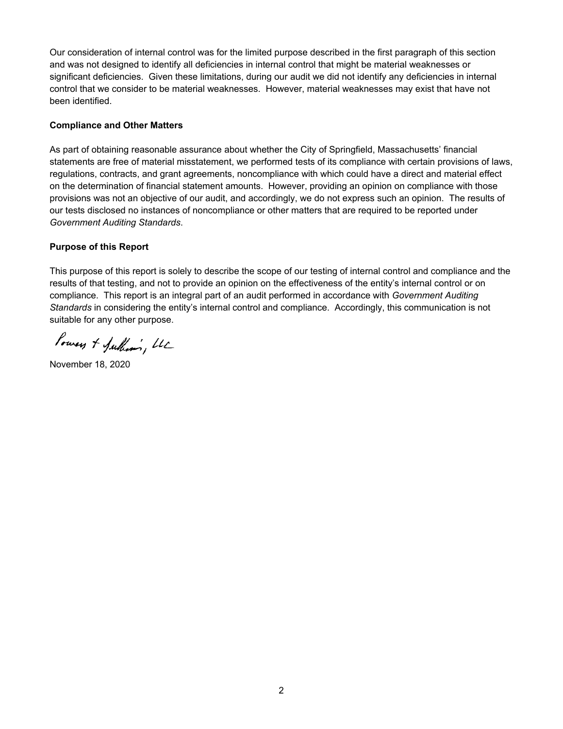Our consideration of internal control was for the limited purpose described in the first paragraph of this section and was not designed to identify all deficiencies in internal control that might be material weaknesses or significant deficiencies. Given these limitations, during our audit we did not identify any deficiencies in internal control that we consider to be material weaknesses. However, material weaknesses may exist that have not been identified.

**Compliance and Other Matters**

As part of obtaining reasonable assurance about whether the City of Springfield, Massachusetts' financial statements are free of material misstatement, we performed tests of its compliance with certain provisions of laws, regulations, contracts, and grant agreements, noncompliance with which could have a direct and material effect on the determination of financial statement amounts. However, providing an opinion on compliance with those provisions was not an objective of our audit, and accordingly, we do not express such an opinion. The results of our tests disclosed no instances of noncompliance or other matters that are required to be reported under *Government Auditing Standards*.

**Purpose of this Report**

This purpose of this report is solely to describe the scope of our testing of internal control and compliance and the results of that testing, and not to provide an opinion on the effectiveness of the entity's internal control or on compliance. This report is an integral part of an audit performed in accordance with *Government Auditing Standards* in considering the entity's internal control and compliance. Accordingly, this communication is not suitable for any other purpose.

Powers + Sullivan, LLC

November 18, 2020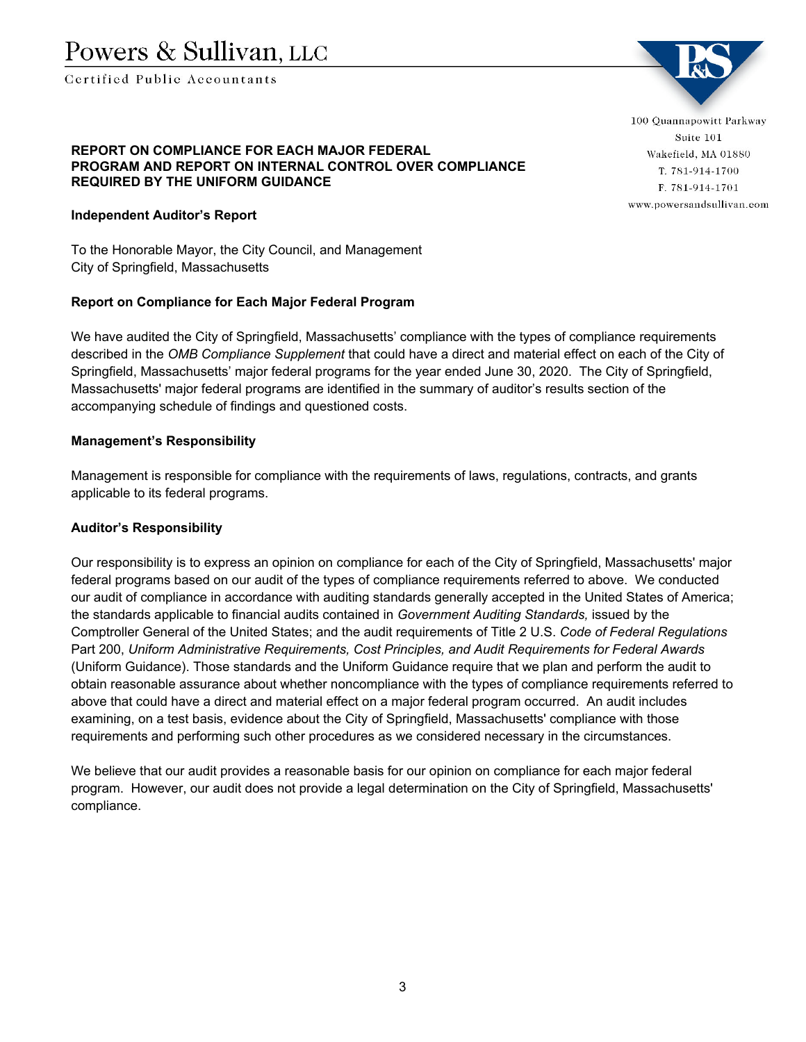Powers & Sullivan, LLC

Certified Public Accountants

100 Quannapowitt Parkway
Suite 101
Wakefield, MA 01880
T. 781-914-1700
F. 781-914-1701
www.powersandsullivan.com

**REPORT ON COMPLIANCE FOR EACH MAJOR FEDERAL PROGRAM AND REPORT ON INTERNAL CONTROL OVER COMPLIANCE REQUIRED BY THE UNIFORM GUIDANCE**

**Independent Auditor's Report**

To the Honorable Mayor, the City Council, and Management
City of Springfield, Massachusetts

**Report on Compliance for Each Major Federal Program**

We have audited the City of Springfield, Massachusetts' compliance with the types of compliance requirements described in the *OMB Compliance Supplement* that could have a direct and material effect on each of the City of Springfield, Massachusetts' major federal programs for the year ended June 30, 2020. The City of Springfield, Massachusetts' major federal programs are identified in the summary of auditor's results section of the accompanying schedule of findings and questioned costs.

**Management's Responsibility**

Management is responsible for compliance with the requirements of laws, regulations, contracts, and grants applicable to its federal programs.

**Auditor's Responsibility**

Our responsibility is to express an opinion on compliance for each of the City of Springfield, Massachusetts' major federal programs based on our audit of the types of compliance requirements referred to above. We conducted our audit of compliance in accordance with auditing standards generally accepted in the United States of America; the standards applicable to financial audits contained in *Government Auditing Standards,* issued by the Comptroller General of the United States; and the audit requirements of Title 2 U.S. *Code of Federal Regulations* Part 200, *Uniform Administrative Requirements, Cost Principles, and Audit Requirements for Federal Awards* (Uniform Guidance). Those standards and the Uniform Guidance require that we plan and perform the audit to obtain reasonable assurance about whether noncompliance with the types of compliance requirements referred to above that could have a direct and material effect on a major federal program occurred. An audit includes examining, on a test basis, evidence about the City of Springfield, Massachusetts' compliance with those requirements and performing such other procedures as we considered necessary in the circumstances.

We believe that our audit provides a reasonable basis for our opinion on compliance for each major federal program. However, our audit does not provide a legal determination on the City of Springfield, Massachusetts' compliance.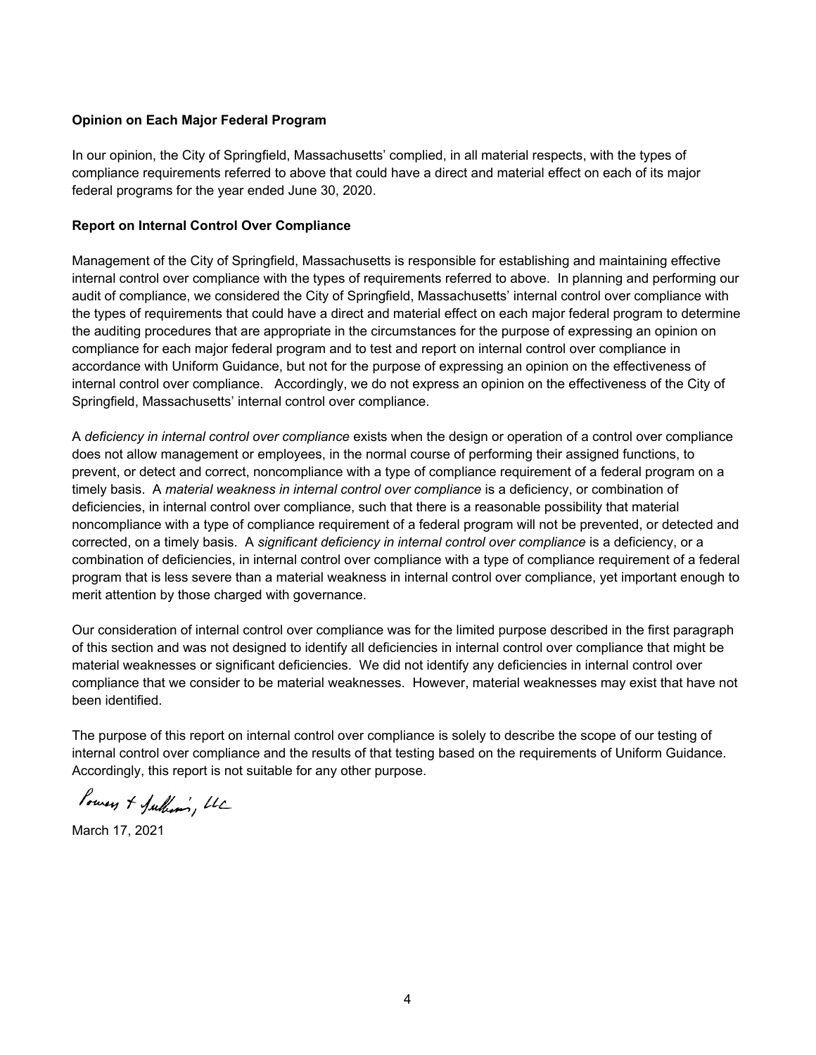**Opinion on Each Major Federal Program**

In our opinion, the City of Springfield, Massachusetts' complied, in all material respects, with the types of compliance requirements referred to above that could have a direct and material effect on each of its major federal programs for the year ended June 30, 2020.

**Report on Internal Control Over Compliance**

Management of the City of Springfield, Massachusetts is responsible for establishing and maintaining effective internal control over compliance with the types of requirements referred to above. In planning and performing our audit of compliance, we considered the City of Springfield, Massachusetts' internal control over compliance with the types of requirements that could have a direct and material effect on each major federal program to determine the auditing procedures that are appropriate in the circumstances for the purpose of expressing an opinion on compliance for each major federal program and to test and report on internal control over compliance in accordance with Uniform Guidance, but not for the purpose of expressing an opinion on the effectiveness of internal control over compliance. Accordingly, we do not express an opinion on the effectiveness of the City of Springfield, Massachusetts' internal control over compliance.

A *deficiency in internal control over compliance* exists when the design or operation of a control over compliance does not allow management or employees, in the normal course of performing their assigned functions, to prevent, or detect and correct, noncompliance with a type of compliance requirement of a federal program on a timely basis. A *material weakness in internal control over compliance* is a deficiency, or combination of deficiencies, in internal control over compliance, such that there is a reasonable possibility that material noncompliance with a type of compliance requirement of a federal program will not be prevented, or detected and corrected, on a timely basis. A *significant deficiency in internal control over compliance* is a deficiency, or a combination of deficiencies, in internal control over compliance with a type of compliance requirement of a federal program that is less severe than a material weakness in internal control over compliance, yet important enough to merit attention by those charged with governance.

Our consideration of internal control over compliance was for the limited purpose described in the first paragraph of this section and was not designed to identify all deficiencies in internal control over compliance that might be material weaknesses or significant deficiencies. We did not identify any deficiencies in internal control over compliance that we consider to be material weaknesses. However, material weaknesses may exist that have not been identified.

The purpose of this report on internal control over compliance is solely to describe the scope of our testing of internal control over compliance and the results of that testing based on the requirements of Uniform Guidance. Accordingly, this report is not suitable for any other purpose.

Powers & Sullivan, LLC

March 17, 2021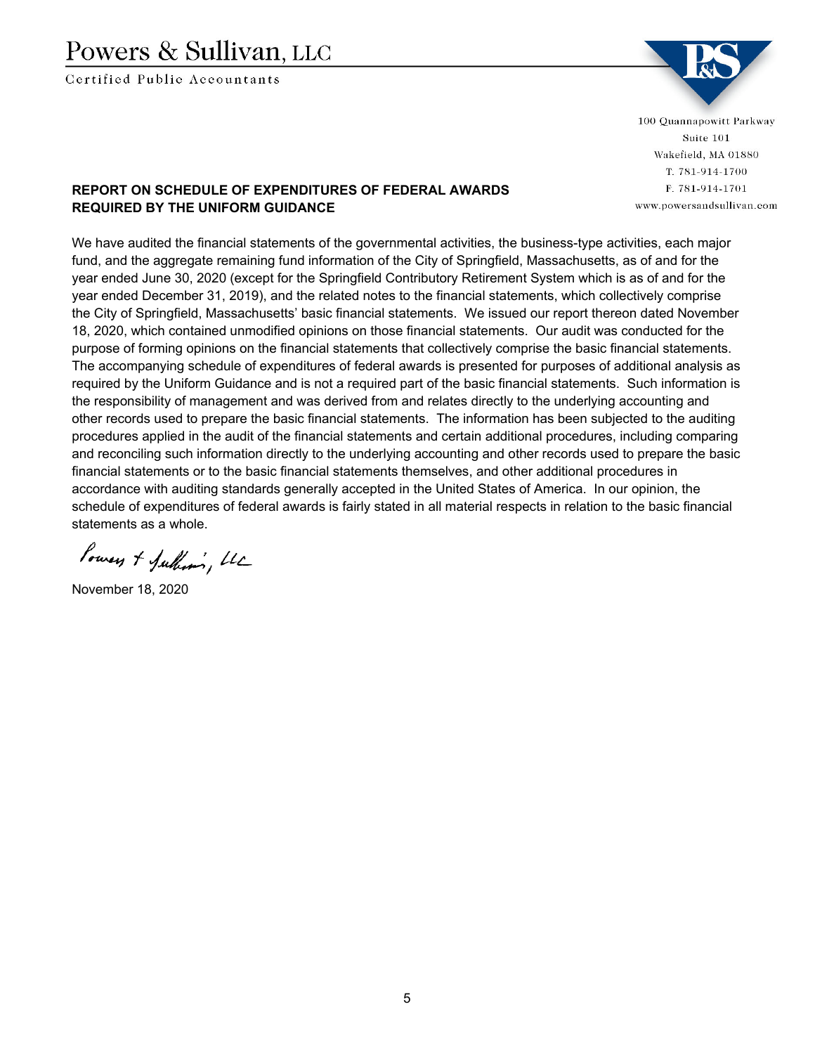# Powers & Sullivan, LLC

Certified Public Accountants

100 Quannapowitt Parkway
Suite 101
Wakefield, MA 01880
T. 781-914-1700
F. 781-914-1701
www.powersandsullivan.com

**REPORT ON SCHEDULE OF EXPENDITURES OF FEDERAL AWARDS REQUIRED BY THE UNIFORM GUIDANCE**

We have audited the financial statements of the governmental activities, the business-type activities, each major fund, and the aggregate remaining fund information of the City of Springfield, Massachusetts, as of and for the year ended June 30, 2020 (except for the Springfield Contributory Retirement System which is as of and for the year ended December 31, 2019), and the related notes to the financial statements, which collectively comprise the City of Springfield, Massachusetts' basic financial statements. We issued our report thereon dated November 18, 2020, which contained unmodified opinions on those financial statements. Our audit was conducted for the purpose of forming opinions on the financial statements that collectively comprise the basic financial statements. The accompanying schedule of expenditures of federal awards is presented for purposes of additional analysis as required by the Uniform Guidance and is not a required part of the basic financial statements. Such information is the responsibility of management and was derived from and relates directly to the underlying accounting and other records used to prepare the basic financial statements. The information has been subjected to the auditing procedures applied in the audit of the financial statements and certain additional procedures, including comparing and reconciling such information directly to the underlying accounting and other records used to prepare the basic financial statements or to the basic financial statements themselves, and other additional procedures in accordance with auditing standards generally accepted in the United States of America. In our opinion, the schedule of expenditures of federal awards is fairly stated in all material respects in relation to the basic financial statements as a whole.

Powers & Sullivan, LLC

November 18, 2020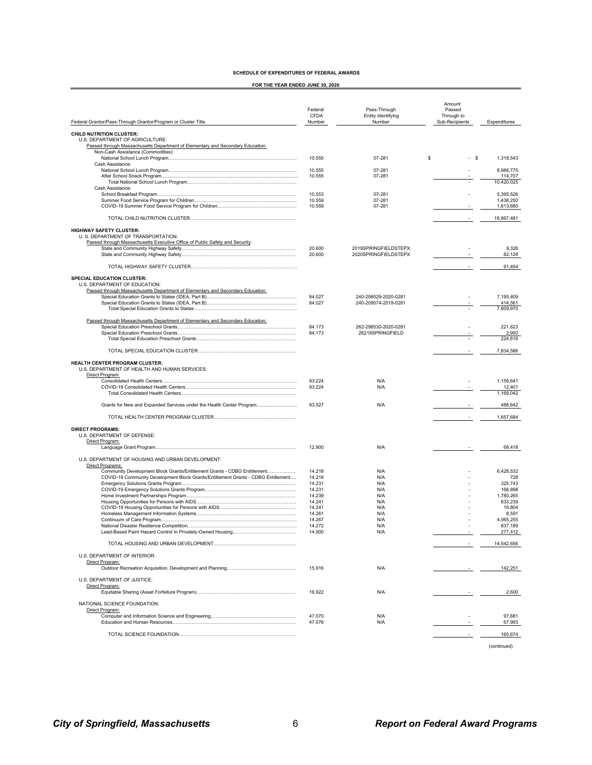**SCHEDULE OF EXPENDITURES OF FEDERAL AWARDS**

**FOR THE YEAR ENDED JUNE 30, 2020**

| Federal Grantor/Pass-Through Grantor/Program or Cluster Title | Federal CFDA Number | Pass-Through Entity Identifying Number | Amount Passed Through to Sub-Recipients | Expenditures |
|---|---|---|---|---|
| **CHILD NUTRITION CLUSTER:** | | | | |
| U.S. DEPARTMENT OF AGRICULTURE: | | | | |
| Passed through Massachusetts Department of Elementary and Secondary Education: | | | | |
| Non-Cash Assistance (Commodities): | | | | |
| National School Lunch Program | 10.555 | 07-281 | $ - | $ 1,318,543 |
| Cash Assistance: | | | | |
| National School Lunch Program | 10.555 | 07-281 | - | 8,986,775 |
| After School Snack Program | 10.555 | 07-281 | - | 114,707 |
| Total National School Lunch Program | | | - | 10,420,025 |
| Cash Assistance: | | | | |
| School Breakfast Program | 10.553 | 07-281 | - | 5,395,526 |
| Summer Food Service Program for Children | 10.559 | 07-281 | | 1,438,250 |
| COVID-19 Summer Food Service Program for Children | 10.559 | 07-281 | - | 1,613,680 |
| TOTAL CHILD NUTRITION CLUSTER | | | - | 18,867,481 |
| **HIGHWAY SAFETY CLUSTER:** | | | | |
| U. S. DEPARTMENT OF TRANSPORTATION: | | | | |
| Passed through Massachusetts Executive Office of Public Safety and Security: | | | | |
| State and Community Highway Safety | 20.600 | 2019SPRINGFIELDSTEPX | - | 9,326 |
| State and Community Highway Safety | 20.600 | 2020SPRINGFIELDSTEPX | - | 82,128 |
| TOTAL HIGHWAY SAFETY CLUSTER | | | - | 91,454 |
| **SPECIAL EDUCATION CLUSTER:** | | | | |
| U.S. DEPARTMENT OF EDUCATION: | | | | |
| Passed through Massachusetts Department of Elementary and Secondary Education: | | | | |
| Special Education Grants to States (IDEA, Part B) | 84.027 | 240-298529-2020-0281 | - | 7,195,409 |
| Special Education Grants to States (IDEA, Part B) | 84.027 | 240-209574-2019-0281 | - | 414,561 |
| Total Special Education Grants to States | | | - | 7,609,970 |
| Passed through Massachusetts Department of Elementary and Secondary Education: | | | | |
| Special Education Preschool Grants | 84.173 | 262-298530-2020-0281 | - | 221,623 |
| Special Education Preschool Grants | 84.173 | 26219SPRINGFIELD | - | 2,993 |
| Total Special Education Preschool Grants | | | - | 224,616 |
| TOTAL SPECIAL EDUCATION CLUSTER | | | - | 7,834,586 |
| **HEALTH CENTER PROGRAM CLUSTER:** | | | | |
| U.S. DEPARTMENT OF HEALTH AND HUMAN SERVICES: | | | | |
| Direct Program: | | | | |
| Consolidated Health Centers | 93.224 | N/A | - | 1,156,641 |
| COVID-19 Consolidated Health Centers | 93.224 | N/A | - | 12,401 |
| Total Consolidated Health Centers | | | | 1,169,042 |
| Grants for New and Expanded Services under the Health Center Program | 93.527 | N/A | - | 488,642 |
| TOTAL HEALTH CENTER PROGRAM CLUSTER | | | - | 1,657,684 |
| **DIRECT PROGRAMS:** | | | | |
| U.S. DEPARTMENT OF DEFENSE: | | | | |
| Direct Program: | | | | |
| Language Grant Program | 12.900 | N/A | - | 68,418 |
| U.S. DEPARTMENT OF HOUSING AND URBAN DEVELOPMENT: | | | | |
| Direct Programs: | | | | |
| Community Development Block Grants/Entitlement Grants - CDBG Entitlement | 14.218 | N/A | - | 6,428,532 |
| COVID-19 Community Development Block Grants/Entitlement Grants - CDBG Entitlement | 14.218 | N/A | - | 728 |
| Emergency Solutions Grants Program | 14.231 | N/A | - | 325,743 |
| COVID-19 Emergency Solutions Grants Program | 14.231 | N/A | - | 168,898 |
| Home Investment Partnerships Program | 14.239 | N/A | - | 1,780,265 |
| Housing Opportunities for Persons with AIDS | 14.241 | N/A | - | 633,239 |
| COVID-19 Housing Opportunities for Persons with AIDS | 14.241 | N/A | - | 16,804 |
| Homeless Management Information Systems | 14.261 | N/A | - | 8,591 |
| Continuum of Care Program | 14.267 | N/A | - | 4,065,255 |
| National Disaster Resilience Competition | 14.272 | N/A | - | 837,189 |
| Lead-Based Paint Hazard Control In Privately-Owned Housing | 14.900 | N/A | - | 277,412 |
| TOTAL HOUSING AND URBAN DEVELOPMENT | | | - | 14,542,656 |
| U.S. DEPARTMENT OF INTERIOR: | | | | |
| Direct Program: | | | | |
| Outdoor Recreation Acquisition, Development and Planning | 15.916 | N/A | - | 142,251 |
| U.S. DEPARTMENT OF JUSTICE: | | | | |
| Direct Program: | | | | |
| Equitable Sharing (Asset Forfeiture Program) | 16.922 | N/A | - | 2,600 |
| NATIONAL SCIENCE FOUNDATION: | | | | |
| Direct Program: | | | | |
| Computer and Information Science and Engineering | 47.070 | N/A | - | 97,681 |
| Education and Human Resources | 47.076 | N/A | - | 67,993 |
| TOTAL SCIENCE FOUNDATION | | | - | 165,674 |

(continued)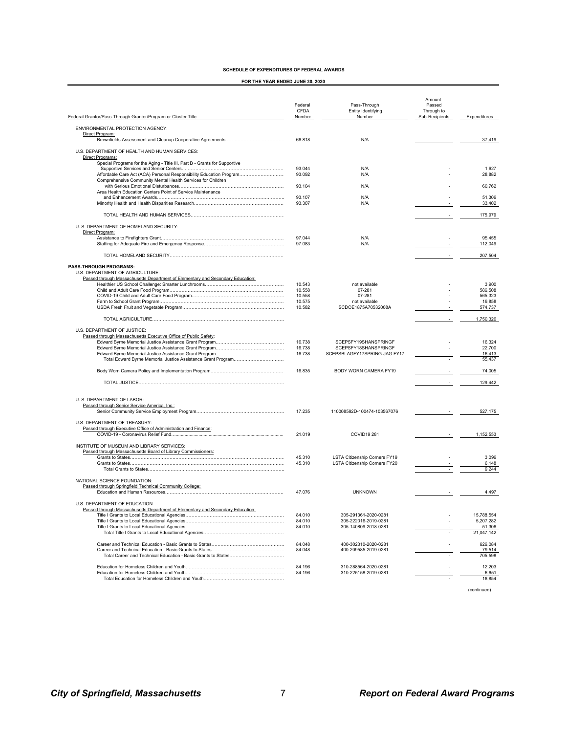**SCHEDULE OF EXPENDITURES OF FEDERAL AWARDS**

**FOR THE YEAR ENDED JUNE 30, 2020**

| Federal Grantor/Pass-Through Grantor/Program or Cluster Title | Federal CFDA Number | Pass-Through Entity Identifying Number | Amount Passed Through to Sub-Recipients | Expenditures |
|---|---|---|---|---|
| ENVIRONMENTAL PROTECTION AGENCY: | | | | |
| Direct Program: | | | | |
| Brownfields Assessment and Cleanup Cooperative Agreements | 66.818 | N/A | - | 37,419 |
| U.S. DEPARTMENT OF HEALTH AND HUMAN SERVICES: | | | | |
| Direct Programs: | | | | |
| Special Programs for the Aging - Title III, Part B - Grants for Supportive Services and Senior Centers | 93.044 | N/A | - | 1,627 |
| Affordable Care Act (ACA) Personal Responsibility Education Program | 93.092 | N/A | - | 28,882 |
| Comprehensive Community Mental Health Services for Children with Serious Emotional Disturbances | 93.104 | N/A | - | 60,762 |
| Area Health Education Centers Point of Service Maintenance and Enhancement Awards | 93.107 | N/A | - | 51,306 |
| Minority Health and Health Disparities Research | 93.307 | N/A | - | 33,402 |
| TOTAL HEALTH AND HUMAN SERVICES | | | - | 175,979 |
| U. S. DEPARTMENT OF HOMELAND SECURITY: | | | | |
| Direct Program: | | | | |
| Assistance to Firefighters Grant | 97.044 | N/A | - | 95,455 |
| Staffing for Adequate Fire and Emergency Response | 97.083 | N/A | - | 112,049 |
| TOTAL HOMELAND SECURITY | | | - | 207,504 |
| **PASS-THROUGH PROGRAMS:** | | | | |
| U.S. DEPARTMENT OF AGRICULTURE: | | | | |
| Passed through Massachusetts Department of Elementary and Secondary Education: | | | | |
| Healthier US School Challenge: Smarter Lunchrooms | 10.543 | not available | - | 3,900 |
| Child and Adult Care Food Program | 10.558 | 07-281 | - | 586,508 |
| COVID-19 Child and Adult Care Food Program | 10.558 | 07-281 | - | 565,323 |
| Farm to School Grant Program | 10.575 | not available | - | 19,858 |
| USDA Fresh Fruit and Vegetable Program | 10.582 | SCDOE1875A70532008A | - | 574,737 |
| TOTAL AGRICULTURE | | | - | 1,750,326 |
| U.S. DEPARTMENT OF JUSTICE: | | | | |
| Passed through Massachusetts Executive Office of Public Safety: | | | | |
| Edward Byrne Memorial Justice Assistance Grant Program | 16.738 | SCEPSFY19SHANSPRINGF | - | 16,324 |
| Edward Byrne Memorial Justice Assistance Grant Program | 16.738 | SCEPSFY18SHANSPRINGF | - | 22,700 |
| Edward Byrne Memorial Justice Assistance Grant Program | 16.738 | SCEPSBLAGFY17SPRING-JAG FY17 | - | 16,413 |
| Total Edward Byrne Memorial Justice Assistance Grant Program | | | - | 55,437 |
| Body Worn Camera Policy and Implementation Program | 16.835 | BODY WORN CAMERA FY19 | - | 74,005 |
| TOTAL JUSTICE | | | - | 129,442 |
| U. S. DEPARTMENT OF LABOR: | | | | |
| Passed through Senior Service America, Inc.: | | | | |
| Senior Community Service Employment Program | 17.235 | 1100008592D-100474-103567076 | - | 527,175 |
| U.S. DEPARTMENT OF TREASURY: | | | | |
| Passed through Executive Office of Administration and Finance: | | | | |
| COVID-19 - Coronavirus Relief Fund | 21.019 | COVID19 281 | - | 1,152,553 |
| INSTITUTE OF MUSEUM AND LIBRARY SERVICES: | | | | |
| Passed through Massachusetts Board of Library Commissioners: | | | | |
| Grants to States | 45.310 | LSTA Citizenship Corners FY19 | - | 3,096 |
| Grants to States | 45.310 | LSTA Citizenship Corners FY20 | - | 6,148 |
| Total Grants to States | | | - | 9,244 |
| NATIONAL SCIENCE FOUNDATION: | | | | |
| Passed through Springfield Technical Community College: | | | | |
| Education and Human Resources | 47.076 | UNKNOWN | - | 4,497 |
| U.S. DEPARTMENT OF EDUCATION | | | | |
| Passed through Massachusetts Department of Elementary and Secondary Education: | | | | |
| Title I Grants to Local Educational Agencies | 84.010 | 305-291361-2020-0281 | - | 15,788,554 |
| Title I Grants to Local Educational Agencies | 84.010 | 305-222016-2019-0281 | - | 5,207,282 |
| Title I Grants to Local Educational Agencies | 84.010 | 305-140809-2018-0281 | - | 51,306 |
| Total Title I Grants to Local Educational Agencies | | | - | 21,047,142 |
| Career and Technical Education - Basic Grants to States | 84.048 | 400-302310-2020-0281 | - | 626,084 |
| Career and Technical Education - Basic Grants to States | 84.048 | 400-209585-2019-0281 | - | 79,514 |
| Total Career and Technical Education - Basic Grants to States | | | - | 705,598 |
| Education for Homeless Children and Youth | 84.196 | 310-288564-2020-0281 | - | 12,203 |
| Education for Homeless Children and Youth | 84.196 | 310-225158-2019-0281 | - | 6,651 |
| Total Education for Homeless Children and Youth | | | - | 18,854 |

(continued)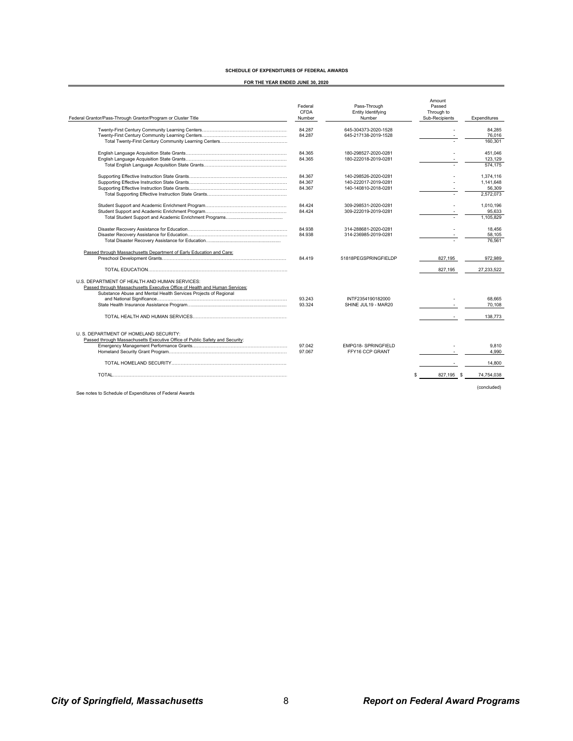## SCHEDULE OF EXPENDITURES OF FEDERAL AWARDS

### FOR THE YEAR ENDED JUNE 30, 2020

| Federal Grantor/Pass-Through Grantor/Program or Cluster Title | Federal CFDA Number | Pass-Through Entity Identifying Number | Amount Passed Through to Sub-Recipients | Expenditures |
|---|---|---|---|---|
| Twenty-First Century Community Learning Centers | 84.287 | 645-304373-2020-1528 | - | 84,285 |
| Twenty-First Century Community Learning Centers | 84.287 | 645-217138-2019-1528 | - | 76,016 |
| Total Twenty-First Century Community Learning Centers | | | - | 160,301 |
| English Language Acquisition State Grants | 84.365 | 180-298527-2020-0281 | - | 451,046 |
| English Language Acquisition State Grants | 84.365 | 180-222018-2019-0281 | - | 123,129 |
| Total English Language Acquisition State Grants | | | - | 574,175 |
| Supporting Effective Instruction State Grants | 84.367 | 140-298526-2020-0281 | - | 1,374,116 |
| Supporting Effective Instruction State Grants | 84.367 | 140-222017-2019-0281 | - | 1,141,648 |
| Supporting Effective Instruction State Grants | 84.367 | 140-140810-2018-0281 | - | 56,309 |
| Total Supporting Effective Instruction State Grants | | | - | 2,572,073 |
| Student Support and Academic Enrichment Program | 84.424 | 309-298531-2020-0281 | - | 1,010,196 |
| Student Support and Academic Enrichment Program | 84.424 | 309-222019-2019-0281 | - | 95,633 |
| Total Student Support and Academic Enrichment Programs | | | - | 1,105,829 |
| Disaster Recovery Assistance for Education | 84.938 | 314-288681-2020-0281 | - | 18,456 |
| Disaster Recovery Assistance for Education | 84.938 | 314-236985-2019-0281 | - | 58,105 |
| Total Disaster Recovery Assistance for Education | | | - | 76,561 |
| Passed through Massachusetts Department of Early Education and Care: | | | | |
| Preschool Development Grants | 84.419 | 51818PEGSPRINGFIELDP | 827,195 | 972,989 |
| TOTAL EDUCATION | | | 827,195 | 27,233,522 |
| U.S. DEPARTMENT OF HEALTH AND HUMAN SERVICES: | | | | |
| Passed through Massachusetts Executive Office of Health and Human Services: | | | | |
| Substance Abuse and Mental Health Services Projects of Regional and National Significance | 93.243 | INTF2354190182000 | - | 68,665 |
| State Health Insurance Assistance Program | 93.324 | SHINE JUL19 - MAR20 | - | 70,108 |
| TOTAL HEALTH AND HUMAN SERVICES | | | - | 138,773 |
| U. S. DEPARTMENT OF HOMELAND SECURITY: | | | | |
| Passed through Massachusetts Executive Office of Public Safety and Security: | | | | |
| Emergency Management Performance Grants | 97.042 | EMPG18- SPRINGFIELD | - | 9,810 |
| Homeland Security Grant Program | 97.067 | FFY16 CCP GRANT | - | 4,990 |
| TOTAL HOMELAND SECURITY | | | - | 14,800 |
| TOTAL | | | $ 827,195 | $ 74,754,038 |

(concluded)

See notes to Schedule of Expenditures of Federal Awards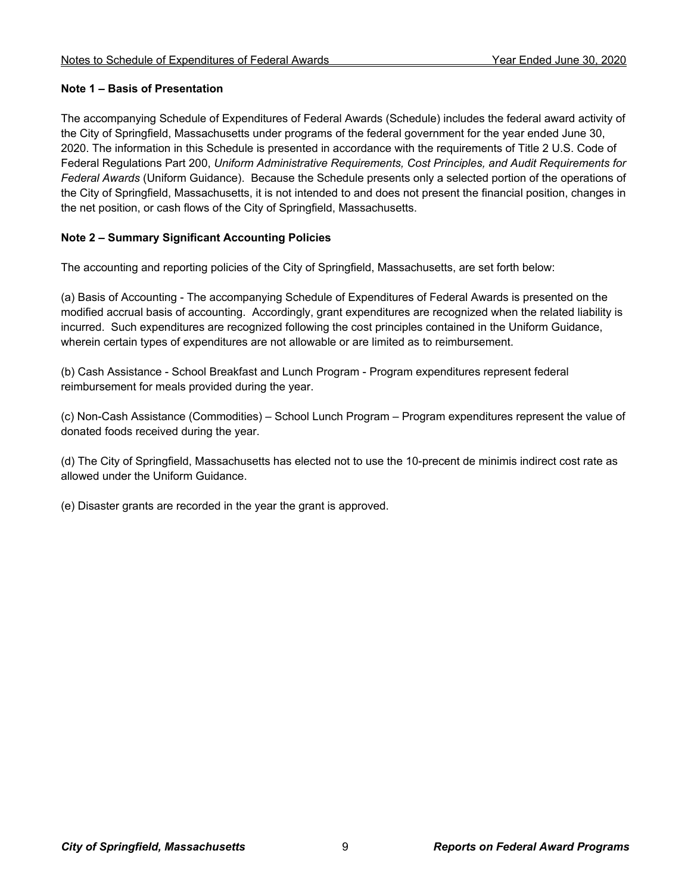## Note 1 – Basis of Presentation

The accompanying Schedule of Expenditures of Federal Awards (Schedule) includes the federal award activity of the City of Springfield, Massachusetts under programs of the federal government for the year ended June 30, 2020. The information in this Schedule is presented in accordance with the requirements of Title 2 U.S. Code of Federal Regulations Part 200, *Uniform Administrative Requirements, Cost Principles, and Audit Requirements for Federal Awards* (Uniform Guidance). Because the Schedule presents only a selected portion of the operations of the City of Springfield, Massachusetts, it is not intended to and does not present the financial position, changes in the net position, or cash flows of the City of Springfield, Massachusetts.

## Note 2 – Summary Significant Accounting Policies

The accounting and reporting policies of the City of Springfield, Massachusetts, are set forth below:

(a) Basis of Accounting - The accompanying Schedule of Expenditures of Federal Awards is presented on the modified accrual basis of accounting. Accordingly, grant expenditures are recognized when the related liability is incurred. Such expenditures are recognized following the cost principles contained in the Uniform Guidance, wherein certain types of expenditures are not allowable or are limited as to reimbursement.

(b) Cash Assistance - School Breakfast and Lunch Program - Program expenditures represent federal reimbursement for meals provided during the year.

(c) Non-Cash Assistance (Commodities) – School Lunch Program – Program expenditures represent the value of donated foods received during the year.

(d) The City of Springfield, Massachusetts has elected not to use the 10-precent de minimis indirect cost rate as allowed under the Uniform Guidance.

(e) Disaster grants are recorded in the year the grant is approved.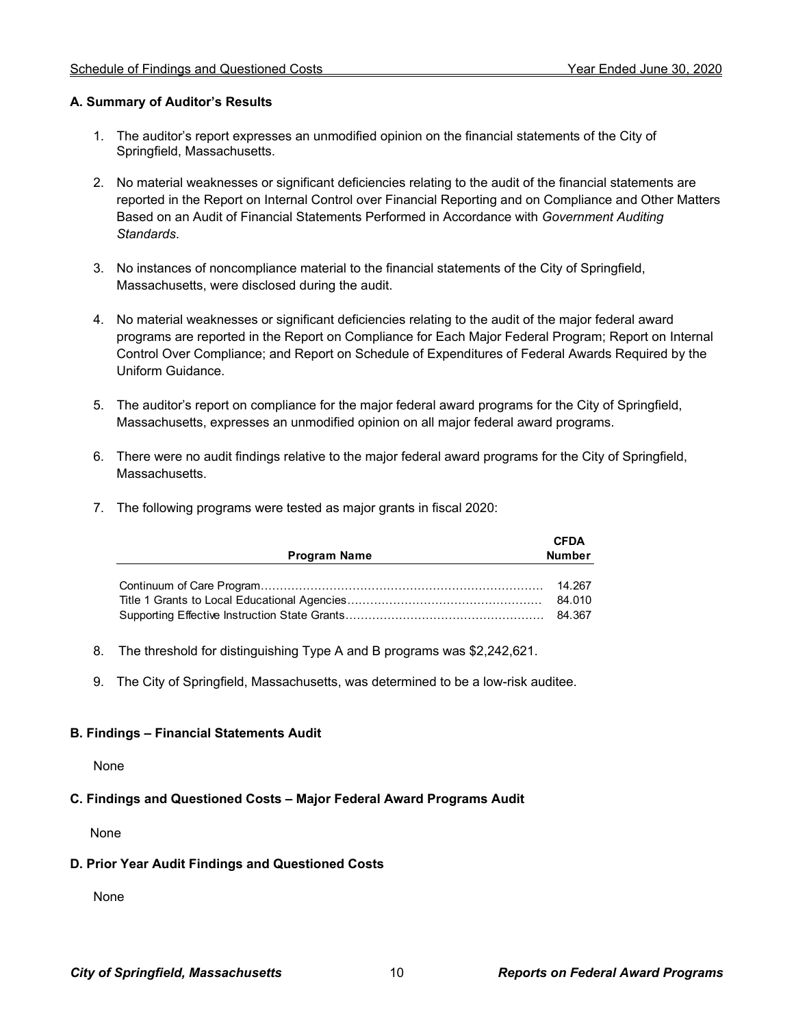## Schedule of Findings and Questioned Costs — Year Ended June 30, 2020

### A. Summary of Auditor's Results

1. The auditor's report expresses an unmodified opinion on the financial statements of the City of Springfield, Massachusetts.

2. No material weaknesses or significant deficiencies relating to the audit of the financial statements are reported in the Report on Internal Control over Financial Reporting and on Compliance and Other Matters Based on an Audit of Financial Statements Performed in Accordance with *Government Auditing Standards*.

3. No instances of noncompliance material to the financial statements of the City of Springfield, Massachusetts, were disclosed during the audit.

4. No material weaknesses or significant deficiencies relating to the audit of the major federal award programs are reported in the Report on Compliance for Each Major Federal Program; Report on Internal Control Over Compliance; and Report on Schedule of Expenditures of Federal Awards Required by the Uniform Guidance.

5. The auditor's report on compliance for the major federal award programs for the City of Springfield, Massachusetts, expresses an unmodified opinion on all major federal award programs.

6. There were no audit findings relative to the major federal award programs for the City of Springfield, Massachusetts.

7. The following programs were tested as major grants in fiscal 2020:

| Program Name | CFDA Number |
|---|---|
| Continuum of Care Program | 14.267 |
| Title 1 Grants to Local Educational Agencies | 84.010 |
| Supporting Effective Instruction State Grants | 84.367 |

8. The threshold for distinguishing Type A and B programs was $2,242,621.

9. The City of Springfield, Massachusetts, was determined to be a low-risk auditee.

### B. Findings – Financial Statements Audit

None

### C. Findings and Questioned Costs – Major Federal Award Programs Audit

None

### D. Prior Year Audit Findings and Questioned Costs

None